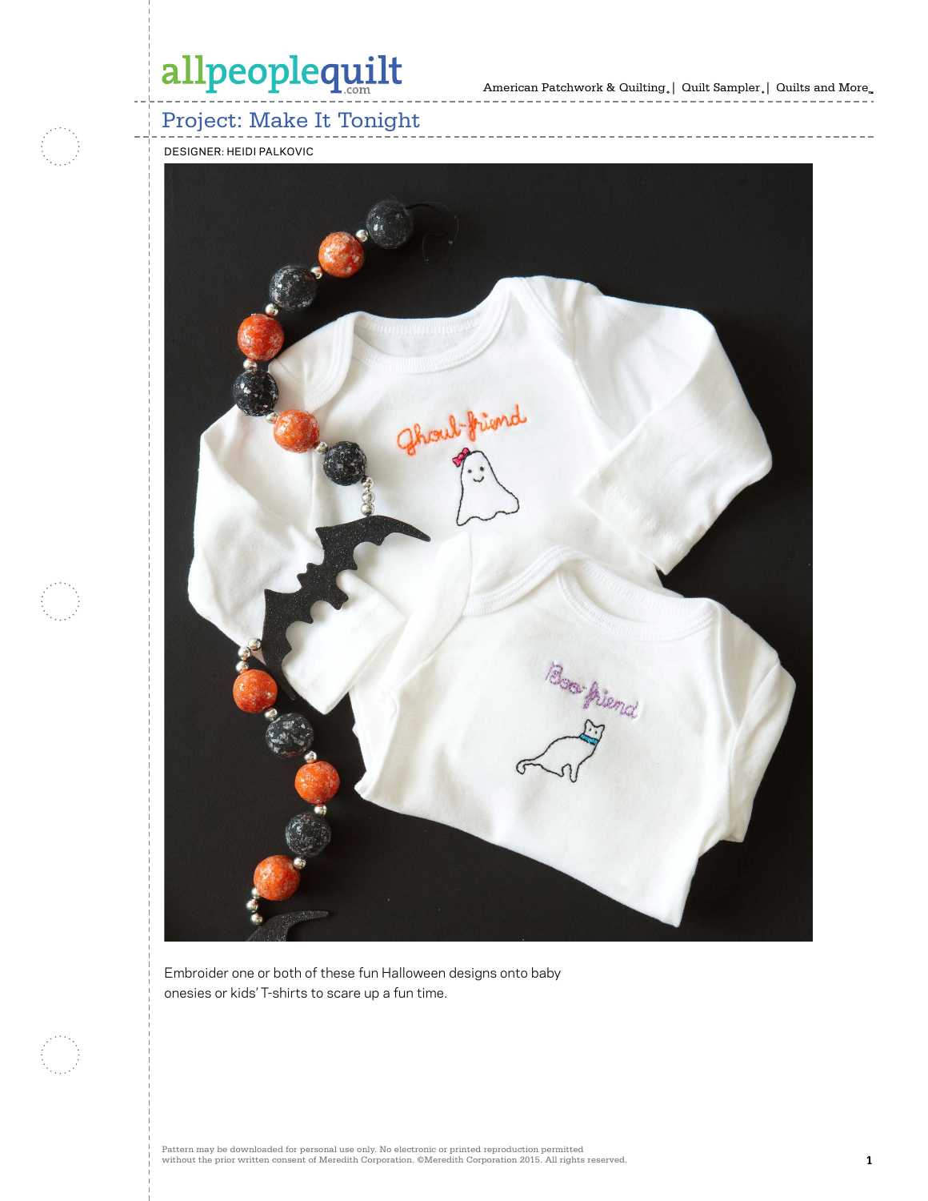# Project: Make It Tonight

DESIGNER: HEIDI PALKOVIC

Embroider one or both of these fun Halloween designs onto baby onesies or kids' T-shirts to scare up a fun time.

Pattern may be downloaded for personal use only. No electronic or printed reproduction permitted without the prior written consent of Meredith Corporation. ©Meredith Corporation 2015. All rights reserved.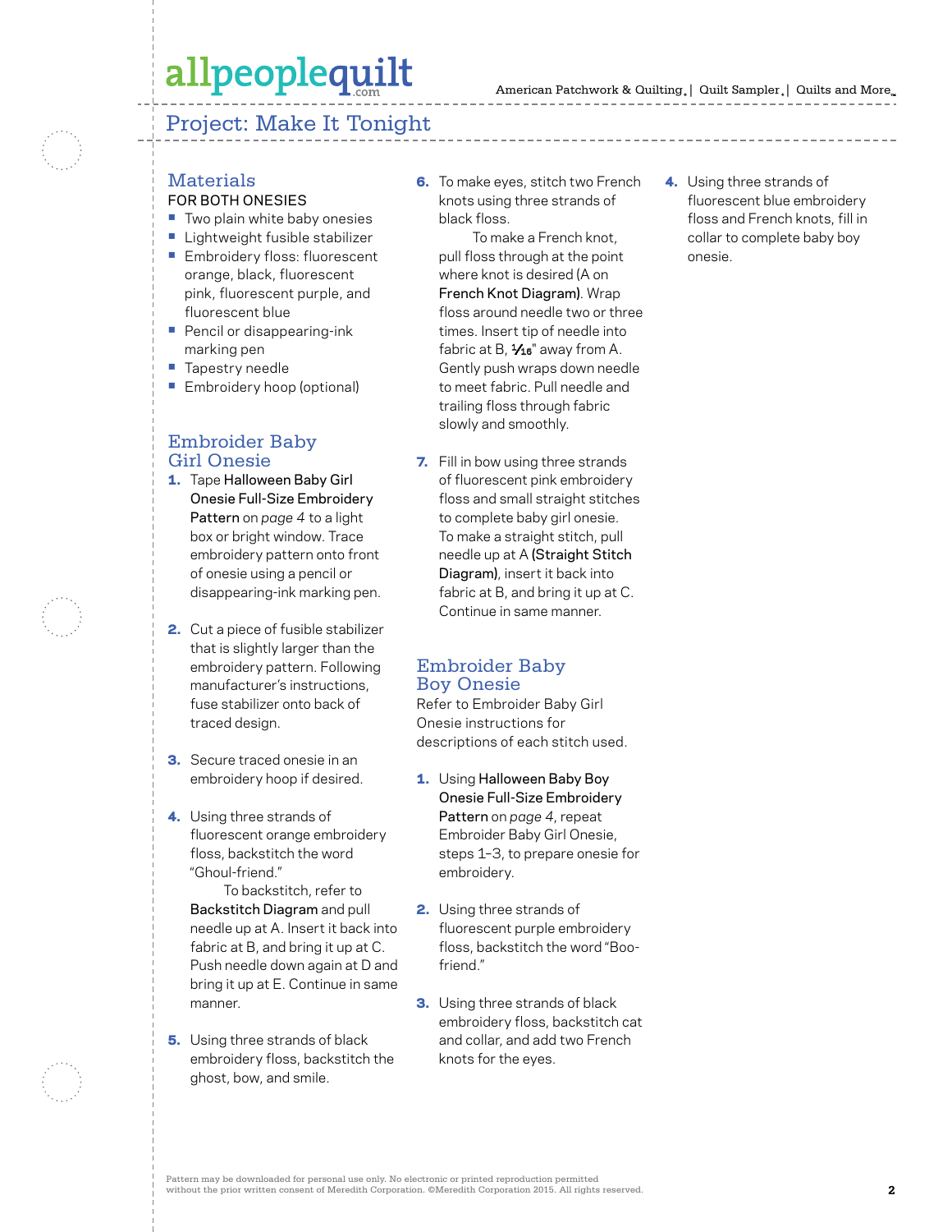# Project: Make It Tonight

## Materials

FOR BOTH ONESIES

- Two plain white baby onesies
- Lightweight fusible stabilizer
- Embroidery floss: fluorescent orange, black, fluorescent pink, fluorescent purple, and fluorescent blue
- Pencil or disappearing-ink marking pen
- Tapestry needle
- Embroidery hoop (optional)

## Embroider Baby Girl Onesie

1. Tape Halloween Baby Girl Onesie Full-Size Embroidery Pattern on *page 4* to a light box or bright window. Trace embroidery pattern onto front of onesie using a pencil or disappearing-ink marking pen.

2. Cut a piece of fusible stabilizer that is slightly larger than the embroidery pattern. Following manufacturer's instructions, fuse stabilizer onto back of traced design.

3. Secure traced onesie in an embroidery hoop if desired.

4. Using three strands of fluorescent orange embroidery floss, backstitch the word "Ghoul-friend."

   To backstitch, refer to Backstitch Diagram and pull needle up at A. Insert it back into fabric at B, and bring it up at C. Push needle down again at D and bring it up at E. Continue in same manner.

5. Using three strands of black embroidery floss, backstitch the ghost, bow, and smile.

6. To make eyes, stitch two French knots using three strands of black floss.

   To make a French knot, pull floss through at the point where knot is desired (A on French Knot Diagram). Wrap floss around needle two or three times. Insert tip of needle into fabric at B, 1⁄16" away from A. Gently push wraps down needle to meet fabric. Pull needle and trailing floss through fabric slowly and smoothly.

7. Fill in bow using three strands of fluorescent pink embroidery floss and small straight stitches to complete baby girl onesie. To make a straight stitch, pull needle up at A (Straight Stitch Diagram), insert it back into fabric at B, and bring it up at C. Continue in same manner.

## Embroider Baby Boy Onesie

Refer to Embroider Baby Girl Onesie instructions for descriptions of each stitch used.

1. Using Halloween Baby Boy Onesie Full-Size Embroidery Pattern on *page 4*, repeat Embroider Baby Girl Onesie, steps 1–3, to prepare onesie for embroidery.

2. Using three strands of fluorescent purple embroidery floss, backstitch the word "Boo-friend."

3. Using three strands of black embroidery floss, backstitch cat and collar, and add two French knots for the eyes.

4. Using three strands of fluorescent blue embroidery floss and French knots, fill in collar to complete baby boy onesie.

Pattern may be downloaded for personal use only. No electronic or printed reproduction permitted without the prior written consent of Meredith Corporation. ©Meredith Corporation 2015. All rights reserved.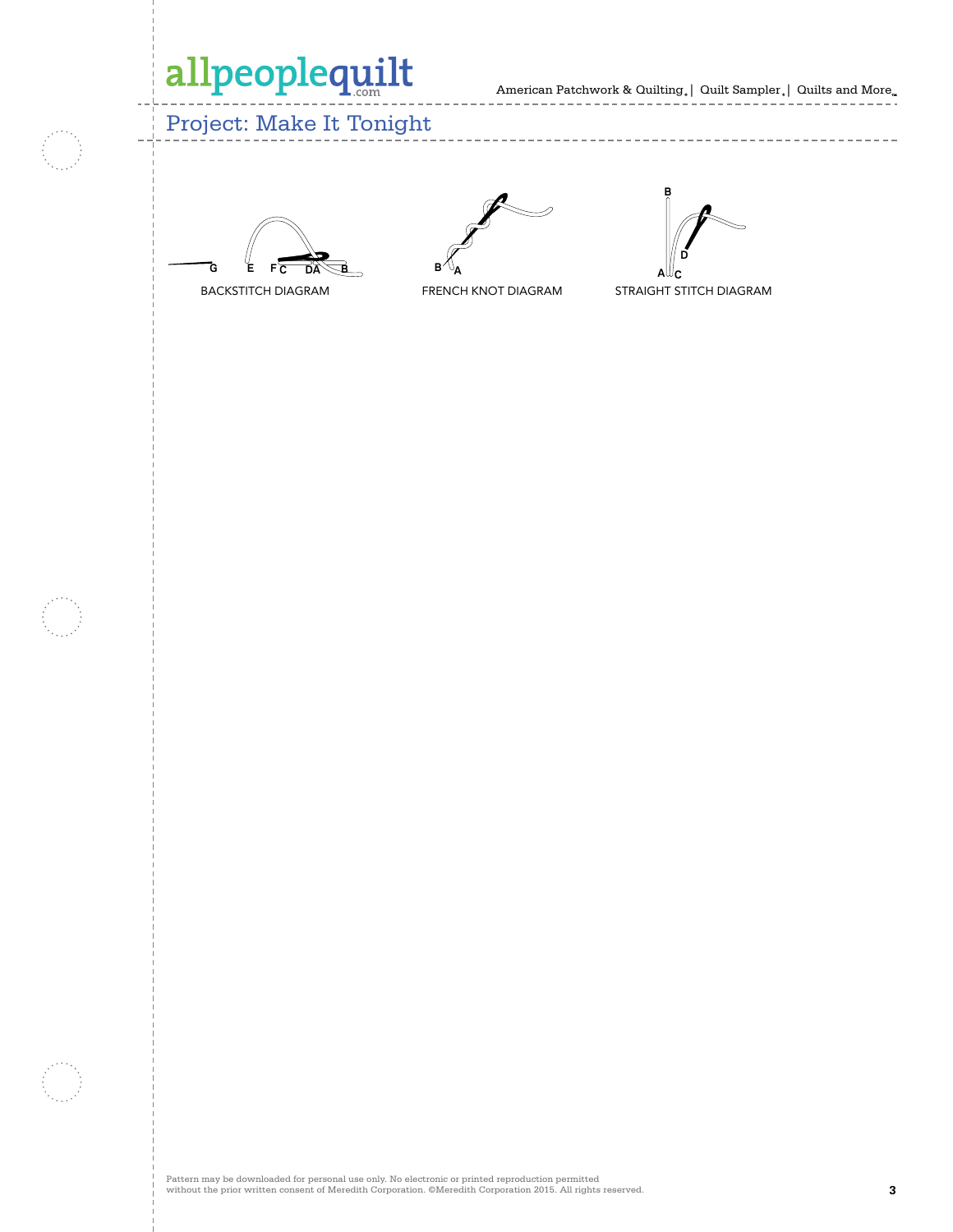## Project: Make It Tonight

G E F C DA B

BACKSTITCH DIAGRAM

B A

FRENCH KNOT DIAGRAM

B D A C

STRAIGHT STITCH DIAGRAM

Pattern may be downloaded for personal use only. No electronic or printed reproduction permitted without the prior written consent of Meredith Corporation. ©Meredith Corporation 2015. All rights reserved.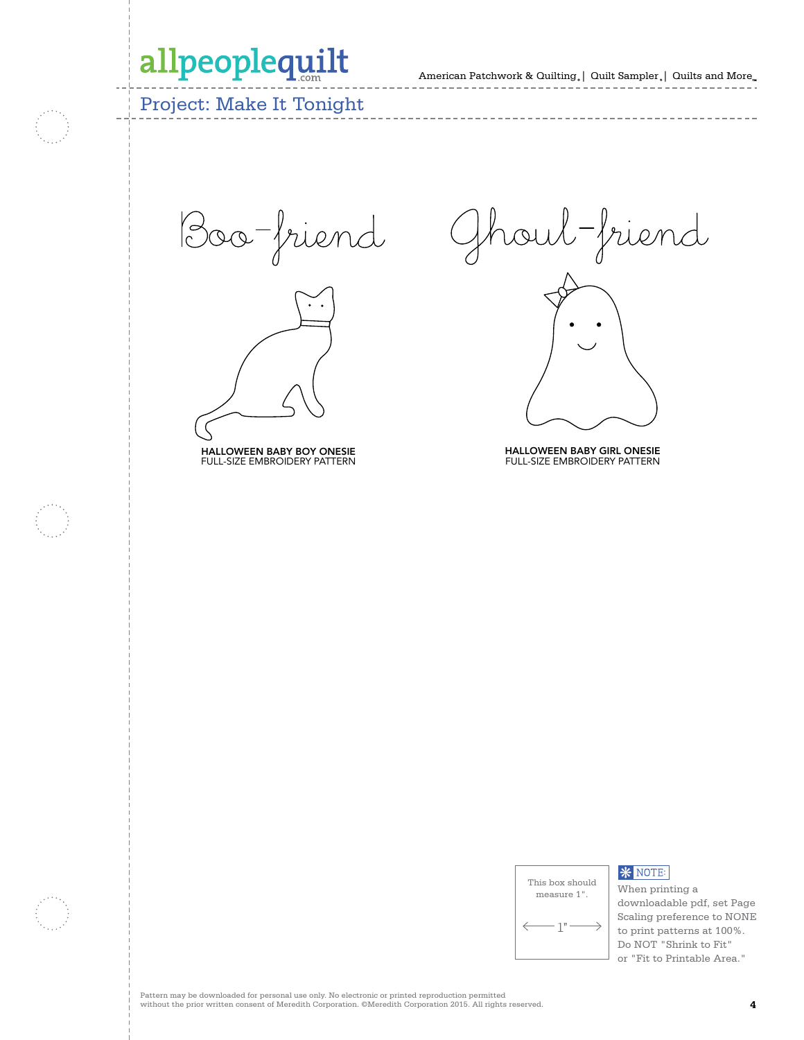Project: Make It Tonight

Boo-friend

Ghoul-friend

**HALLOWEEN BABY BOY ONESIE**
FULL-SIZE EMBROIDERY PATTERN

**HALLOWEEN BABY GIRL ONESIE**
FULL-SIZE EMBROIDERY PATTERN

This box should measure 1".

1"

NOTE:
When printing a downloadable pdf, set Page Scaling preference to NONE to print patterns at 100%. Do NOT "Shrink to Fit" or "Fit to Printable Area."

Pattern may be downloaded for personal use only. No electronic or printed reproduction permitted without the prior written consent of Meredith Corporation. ©Meredith Corporation 2015. All rights reserved.